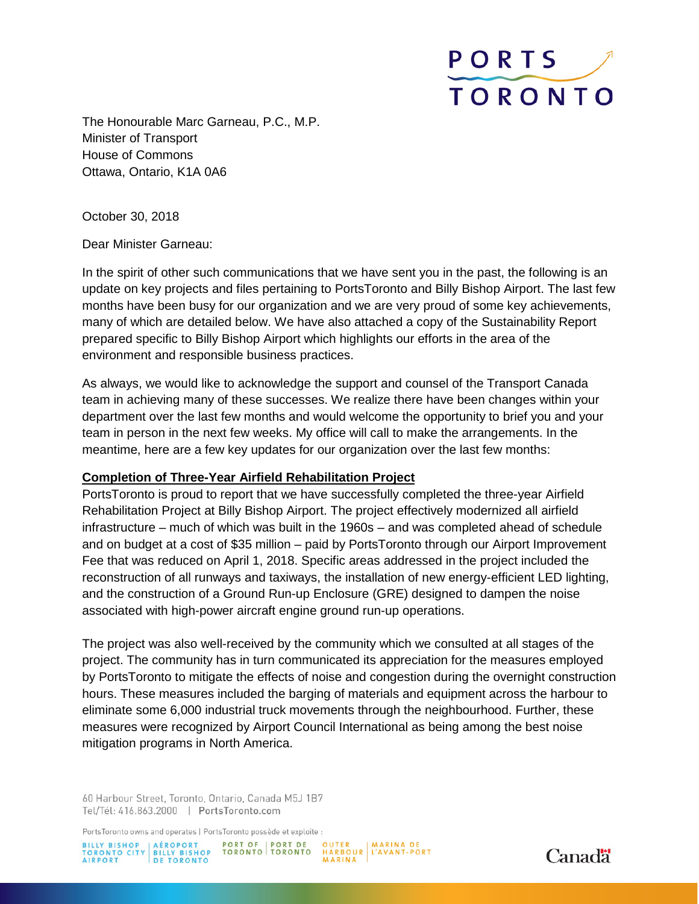The Honourable Marc Garneau, P.C., M.P.
Minister of Transport
House of Commons
Ottawa, Ontario, K1A 0A6

October 30, 2018

Dear Minister Garneau:

In the spirit of other such communications that we have sent you in the past, the following is an update on key projects and files pertaining to PortsToronto and Billy Bishop Airport. The last few months have been busy for our organization and we are very proud of some key achievements, many of which are detailed below. We have also attached a copy of the Sustainability Report prepared specific to Billy Bishop Airport which highlights our efforts in the area of the environment and responsible business practices.

As always, we would like to acknowledge the support and counsel of the Transport Canada team in achieving many of these successes. We realize there have been changes within your department over the last few months and would welcome the opportunity to brief you and your team in person in the next few weeks. My office will call to make the arrangements. In the meantime, here are a few key updates for our organization over the last few months:

**Completion of Three-Year Airfield Rehabilitation Project**

PortsToronto is proud to report that we have successfully completed the three-year Airfield Rehabilitation Project at Billy Bishop Airport. The project effectively modernized all airfield infrastructure – much of which was built in the 1960s – and was completed ahead of schedule and on budget at a cost of $35 million – paid by PortsToronto through our Airport Improvement Fee that was reduced on April 1, 2018. Specific areas addressed in the project included the reconstruction of all runways and taxiways, the installation of new energy-efficient LED lighting, and the construction of a Ground Run-up Enclosure (GRE) designed to dampen the noise associated with high-power aircraft engine ground run-up operations.

The project was also well-received by the community which we consulted at all stages of the project. The community has in turn communicated its appreciation for the measures employed by PortsToronto to mitigate the effects of noise and congestion during the overnight construction hours. These measures included the barging of materials and equipment across the harbour to eliminate some 6,000 industrial truck movements through the neighbourhood. Further, these measures were recognized by Airport Council International as being among the best noise mitigation programs in North America.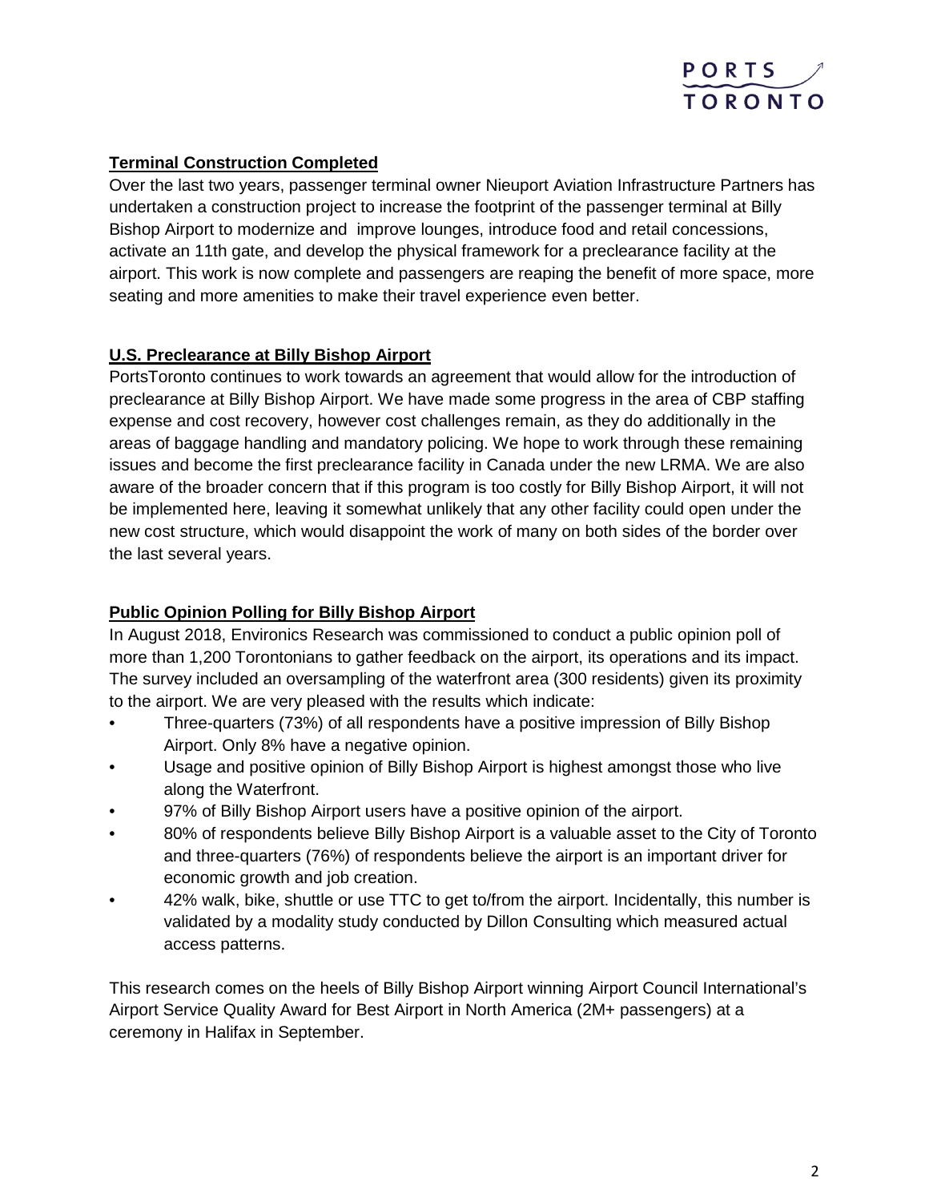## Terminal Construction Completed

Over the last two years, passenger terminal owner Nieuport Aviation Infrastructure Partners has undertaken a construction project to increase the footprint of the passenger terminal at Billy Bishop Airport to modernize and improve lounges, introduce food and retail concessions, activate an 11th gate, and develop the physical framework for a preclearance facility at the airport. This work is now complete and passengers are reaping the benefit of more space, more seating and more amenities to make their travel experience even better.

## U.S. Preclearance at Billy Bishop Airport

PortsToronto continues to work towards an agreement that would allow for the introduction of preclearance at Billy Bishop Airport. We have made some progress in the area of CBP staffing expense and cost recovery, however cost challenges remain, as they do additionally in the areas of baggage handling and mandatory policing. We hope to work through these remaining issues and become the first preclearance facility in Canada under the new LRMA. We are also aware of the broader concern that if this program is too costly for Billy Bishop Airport, it will not be implemented here, leaving it somewhat unlikely that any other facility could open under the new cost structure, which would disappoint the work of many on both sides of the border over the last several years.

## Public Opinion Polling for Billy Bishop Airport

In August 2018, Environics Research was commissioned to conduct a public opinion poll of more than 1,200 Torontonians to gather feedback on the airport, its operations and its impact. The survey included an oversampling of the waterfront area (300 residents) given its proximity to the airport. We are very pleased with the results which indicate:

- Three-quarters (73%) of all respondents have a positive impression of Billy Bishop Airport. Only 8% have a negative opinion.
- Usage and positive opinion of Billy Bishop Airport is highest amongst those who live along the Waterfront.
- 97% of Billy Bishop Airport users have a positive opinion of the airport.
- 80% of respondents believe Billy Bishop Airport is a valuable asset to the City of Toronto and three-quarters (76%) of respondents believe the airport is an important driver for economic growth and job creation.
- 42% walk, bike, shuttle or use TTC to get to/from the airport. Incidentally, this number is validated by a modality study conducted by Dillon Consulting which measured actual access patterns.

This research comes on the heels of Billy Bishop Airport winning Airport Council International's Airport Service Quality Award for Best Airport in North America (2M+ passengers) at a ceremony in Halifax in September.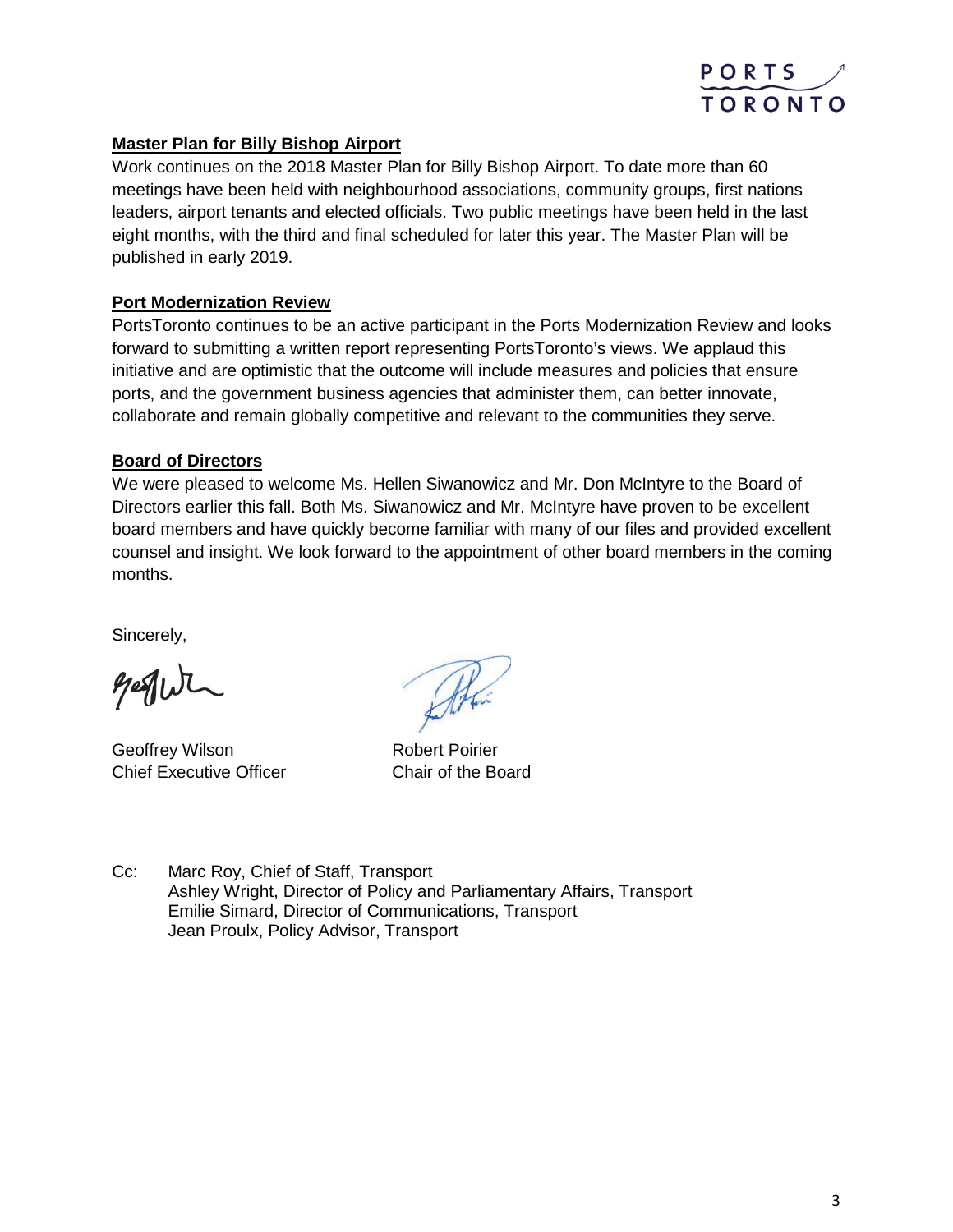**Master Plan for Billy Bishop Airport**

Work continues on the 2018 Master Plan for Billy Bishop Airport. To date more than 60 meetings have been held with neighbourhood associations, community groups, first nations leaders, airport tenants and elected officials. Two public meetings have been held in the last eight months, with the third and final scheduled for later this year. The Master Plan will be published in early 2019.

**Port Modernization Review**

PortsToronto continues to be an active participant in the Ports Modernization Review and looks forward to submitting a written report representing PortsToronto's views. We applaud this initiative and are optimistic that the outcome will include measures and policies that ensure ports, and the government business agencies that administer them, can better innovate, collaborate and remain globally competitive and relevant to the communities they serve.

**Board of Directors**

We were pleased to welcome Ms. Hellen Siwanowicz and Mr. Don McIntyre to the Board of Directors earlier this fall. Both Ms. Siwanowicz and Mr. McIntyre have proven to be excellent board members and have quickly become familiar with many of our files and provided excellent counsel and insight. We look forward to the appointment of other board members in the coming months.

Sincerely,

Geoffrey Wilson
Chief Executive Officer

Robert Poirier
Chair of the Board

Cc: Marc Roy, Chief of Staff, Transport
Ashley Wright, Director of Policy and Parliamentary Affairs, Transport
Emilie Simard, Director of Communications, Transport
Jean Proulx, Policy Advisor, Transport